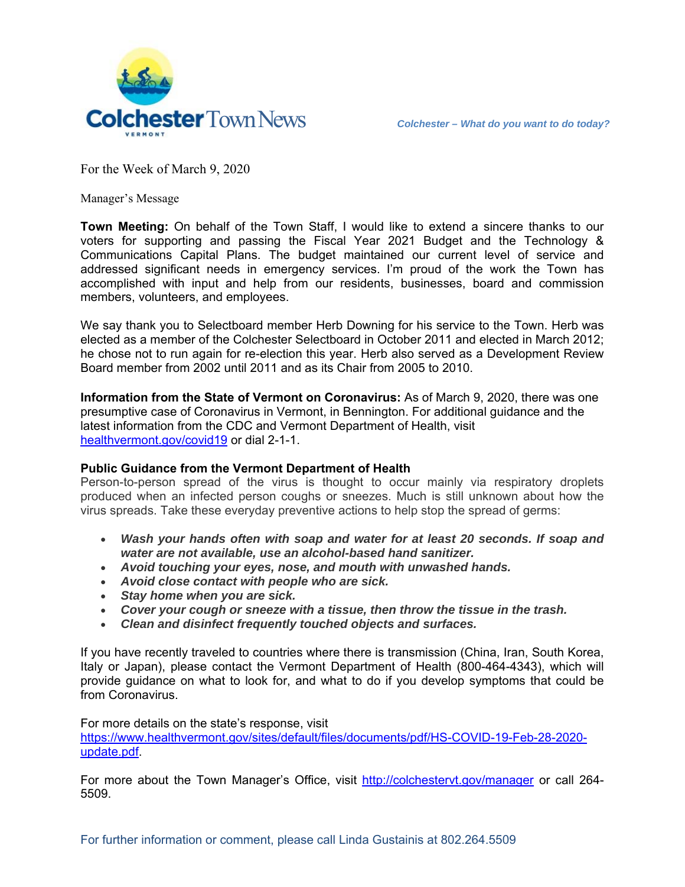# Colchester Town News

VERMONT

*Colchester – What do you want to do today?*

For the Week of March 9, 2020

Manager's Message

**Town Meeting:** On behalf of the Town Staff, I would like to extend a sincere thanks to our voters for supporting and passing the Fiscal Year 2021 Budget and the Technology & Communications Capital Plans. The budget maintained our current level of service and addressed significant needs in emergency services. I'm proud of the work the Town has accomplished with input and help from our residents, businesses, board and commission members, volunteers, and employees.

We say thank you to Selectboard member Herb Downing for his service to the Town. Herb was elected as a member of the Colchester Selectboard in October 2011 and elected in March 2012; he chose not to run again for re-election this year. Herb also served as a Development Review Board member from 2002 until 2011 and as its Chair from 2005 to 2010.

**Information from the State of Vermont on Coronavirus:** As of March 9, 2020, there was one presumptive case of Coronavirus in Vermont, in Bennington. For additional guidance and the latest information from the CDC and Vermont Department of Health, visit [healthvermont.gov/covid19](healthvermont.gov/covid19) or dial 2-1-1.

**Public Guidance from the Vermont Department of Health**

Person-to-person spread of the virus is thought to occur mainly via respiratory droplets produced when an infected person coughs or sneezes. Much is still unknown about how the virus spreads. Take these everyday preventive actions to help stop the spread of germs:

- ***Wash your hands often with soap and water for at least 20 seconds. If soap and water are not available, use an alcohol-based hand sanitizer.***
- ***Avoid touching your eyes, nose, and mouth with unwashed hands.***
- ***Avoid close contact with people who are sick.***
- ***Stay home when you are sick.***
- ***Cover your cough or sneeze with a tissue, then throw the tissue in the trash.***
- ***Clean and disinfect frequently touched objects and surfaces.***

If you have recently traveled to countries where there is transmission (China, Iran, South Korea, Italy or Japan), please contact the Vermont Department of Health (800-464-4343), which will provide guidance on what to look for, and what to do if you develop symptoms that could be from Coronavirus.

For more details on the state's response, visit [https://www.healthvermont.gov/sites/default/files/documents/pdf/HS-COVID-19-Feb-28-2020-update.pdf](https://www.healthvermont.gov/sites/default/files/documents/pdf/HS-COVID-19-Feb-28-2020-update.pdf).

For more about the Town Manager's Office, visit [http://colchestervt.gov/manager](http://colchestervt.gov/manager) or call 264-5509.

For further information or comment, please call Linda Gustainis at 802.264.5509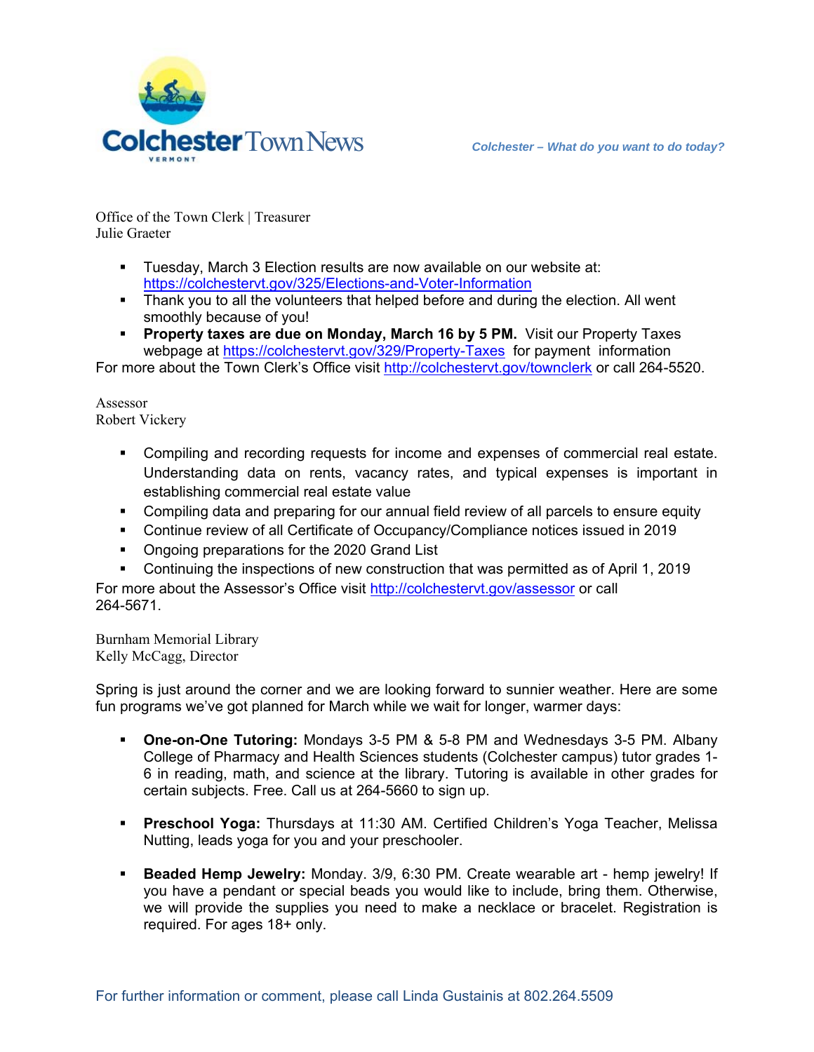Colchester Town News

*Colchester – What do you want to do today?*

Office of the Town Clerk | Treasurer
Julie Graeter

- Tuesday, March 3 Election results are now available on our website at: https://colchestervt.gov/325/Elections-and-Voter-Information
- Thank you to all the volunteers that helped before and during the election. All went smoothly because of you!
- **Property taxes are due on Monday, March 16 by 5 PM.** Visit our Property Taxes webpage at https://colchestervt.gov/329/Property-Taxes for payment information

For more about the Town Clerk's Office visit http://colchestervt.gov/townclerk or call 264-5520.

Assessor
Robert Vickery

- Compiling and recording requests for income and expenses of commercial real estate. Understanding data on rents, vacancy rates, and typical expenses is important in establishing commercial real estate value
- Compiling data and preparing for our annual field review of all parcels to ensure equity
- Continue review of all Certificate of Occupancy/Compliance notices issued in 2019
- Ongoing preparations for the 2020 Grand List
- Continuing the inspections of new construction that was permitted as of April 1, 2019

For more about the Assessor's Office visit http://colchestervt.gov/assessor or call 264-5671.

Burnham Memorial Library
Kelly McCagg, Director

Spring is just around the corner and we are looking forward to sunnier weather. Here are some fun programs we've got planned for March while we wait for longer, warmer days:

- **One-on-One Tutoring:** Mondays 3-5 PM & 5-8 PM and Wednesdays 3-5 PM. Albany College of Pharmacy and Health Sciences students (Colchester campus) tutor grades 1-6 in reading, math, and science at the library. Tutoring is available in other grades for certain subjects. Free. Call us at 264-5660 to sign up.

- **Preschool Yoga:** Thursdays at 11:30 AM. Certified Children's Yoga Teacher, Melissa Nutting, leads yoga for you and your preschooler.

- **Beaded Hemp Jewelry:** Monday. 3/9, 6:30 PM. Create wearable art - hemp jewelry! If you have a pendant or special beads you would like to include, bring them. Otherwise, we will provide the supplies you need to make a necklace or bracelet. Registration is required. For ages 18+ only.

For further information or comment, please call Linda Gustainis at 802.264.5509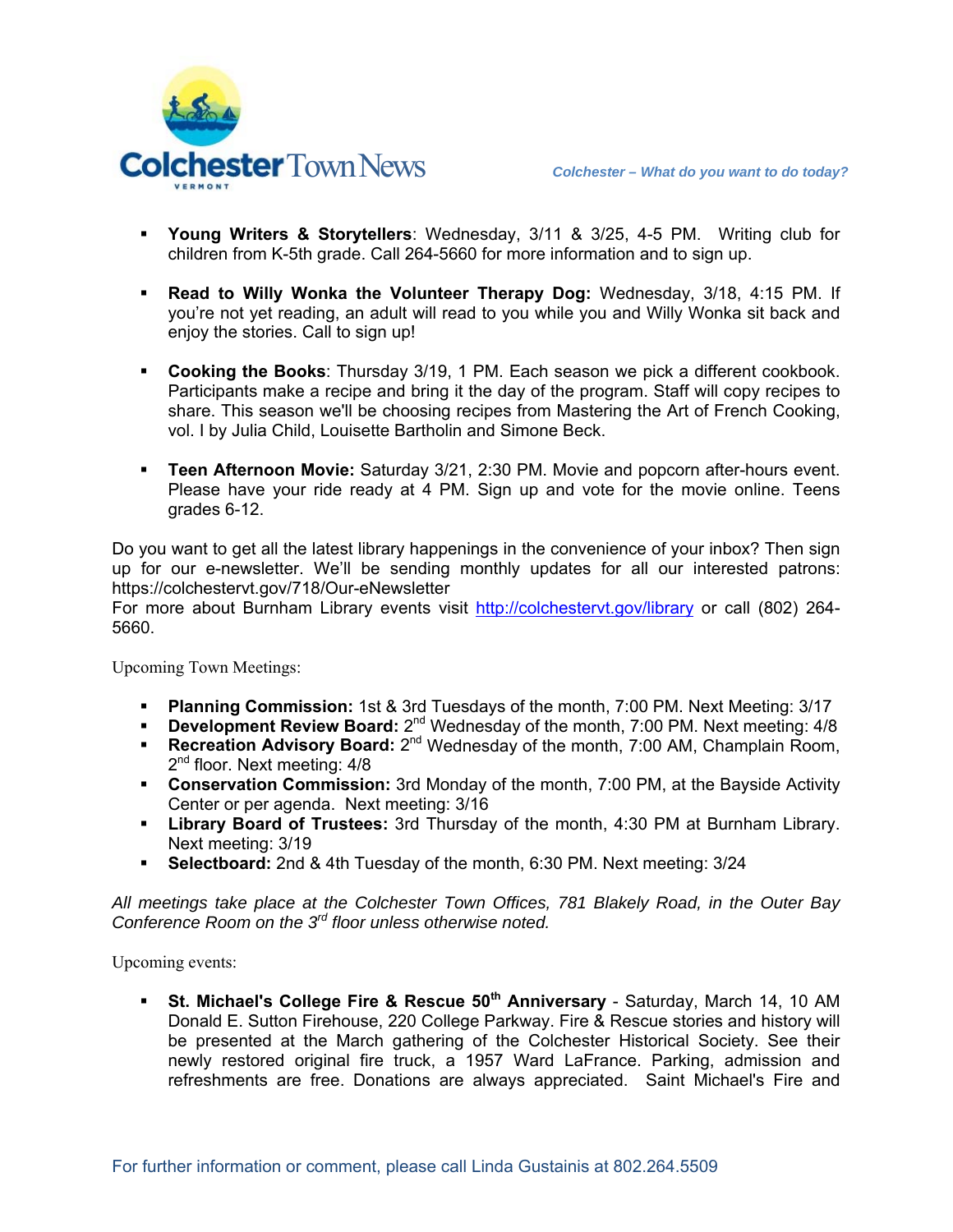- **Young Writers & Storytellers**: Wednesday, 3/11 & 3/25, 4-5 PM. Writing club for children from K-5th grade. Call 264-5660 for more information and to sign up.

- **Read to Willy Wonka the Volunteer Therapy Dog:** Wednesday, 3/18, 4:15 PM. If you're not yet reading, an adult will read to you while you and Willy Wonka sit back and enjoy the stories. Call to sign up!

- **Cooking the Books**: Thursday 3/19, 1 PM. Each season we pick a different cookbook. Participants make a recipe and bring it the day of the program. Staff will copy recipes to share. This season we'll be choosing recipes from Mastering the Art of French Cooking, vol. I by Julia Child, Louisette Bartholin and Simone Beck.

- **Teen Afternoon Movie:** Saturday 3/21, 2:30 PM. Movie and popcorn after-hours event. Please have your ride ready at 4 PM. Sign up and vote for the movie online. Teens grades 6-12.

Do you want to get all the latest library happenings in the convenience of your inbox? Then sign up for our e-newsletter. We'll be sending monthly updates for all our interested patrons: https://colchestervt.gov/718/Our-eNewsletter
For more about Burnham Library events visit http://colchestervt.gov/library or call (802) 264-5660.

Upcoming Town Meetings:

- **Planning Commission:** 1st & 3rd Tuesdays of the month, 7:00 PM. Next Meeting: 3/17
- **Development Review Board:** 2nd Wednesday of the month, 7:00 PM. Next meeting: 4/8
- **Recreation Advisory Board:** 2nd Wednesday of the month, 7:00 AM, Champlain Room, 2nd floor. Next meeting: 4/8
- **Conservation Commission:** 3rd Monday of the month, 7:00 PM, at the Bayside Activity Center or per agenda. Next meeting: 3/16
- **Library Board of Trustees:** 3rd Thursday of the month, 4:30 PM at Burnham Library. Next meeting: 3/19
- **Selectboard:** 2nd & 4th Tuesday of the month, 6:30 PM. Next meeting: 3/24

*All meetings take place at the Colchester Town Offices, 781 Blakely Road, in the Outer Bay Conference Room on the 3rd floor unless otherwise noted.*

Upcoming events:

- **St. Michael's College Fire & Rescue 50th Anniversary** - Saturday, March 14, 10 AM Donald E. Sutton Firehouse, 220 College Parkway. Fire & Rescue stories and history will be presented at the March gathering of the Colchester Historical Society. See their newly restored original fire truck, a 1957 Ward LaFrance. Parking, admission and refreshments are free. Donations are always appreciated. Saint Michael's Fire and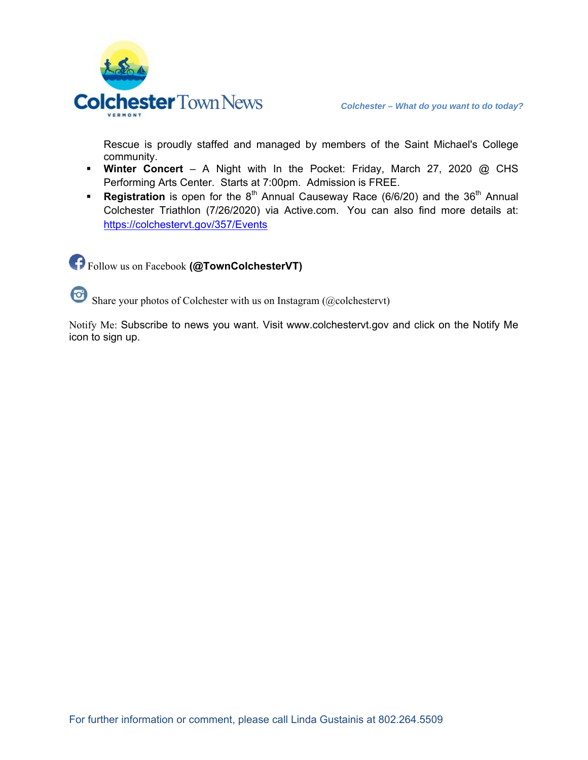Rescue is proudly staffed and managed by members of the Saint Michael's College community.

- **Winter Concert** – A Night with In the Pocket: Friday, March 27, 2020 @ CHS Performing Arts Center. Starts at 7:00pm. Admission is FREE.
- **Registration** is open for the 8th Annual Causeway Race (6/6/20) and the 36th Annual Colchester Triathlon (7/26/2020) via Active.com. You can also find more details at: https://colchestervt.gov/357/Events

Follow us on Facebook **(@TownColchesterVT)**

Share your photos of Colchester with us on Instagram (@colchestervt)

Notify Me: Subscribe to news you want. Visit www.colchestervt.gov and click on the Notify Me icon to sign up.

For further information or comment, please call Linda Gustainis at 802.264.5509